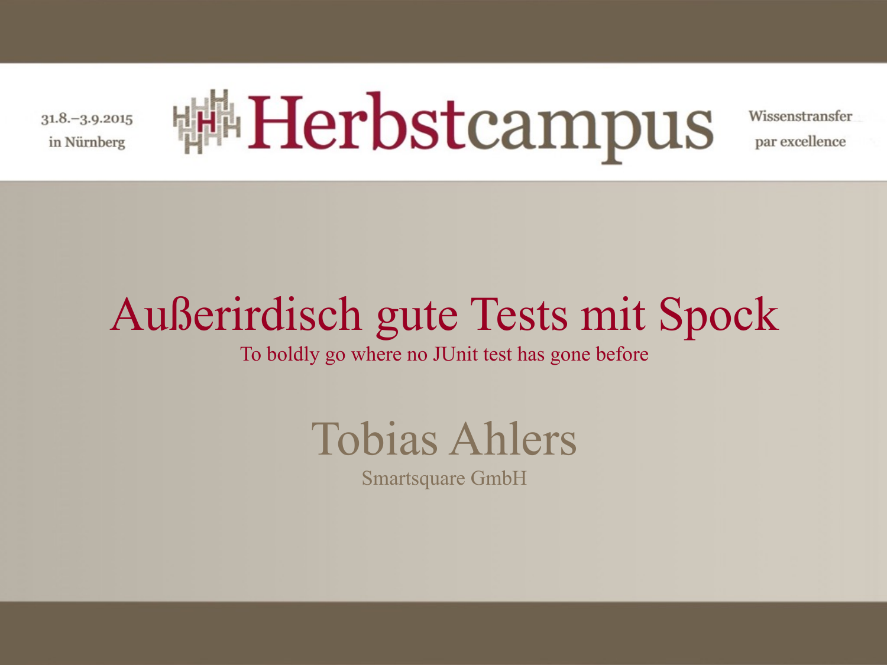31.8.–3.9.2015
in Nürnberg

Herbstcampus

Wissenstransfer
par excellence

# Außerirdisch gute Tests mit Spock

To boldly go where no JUnit test has gone before

## Tobias Ahlers

Smartsquare GmbH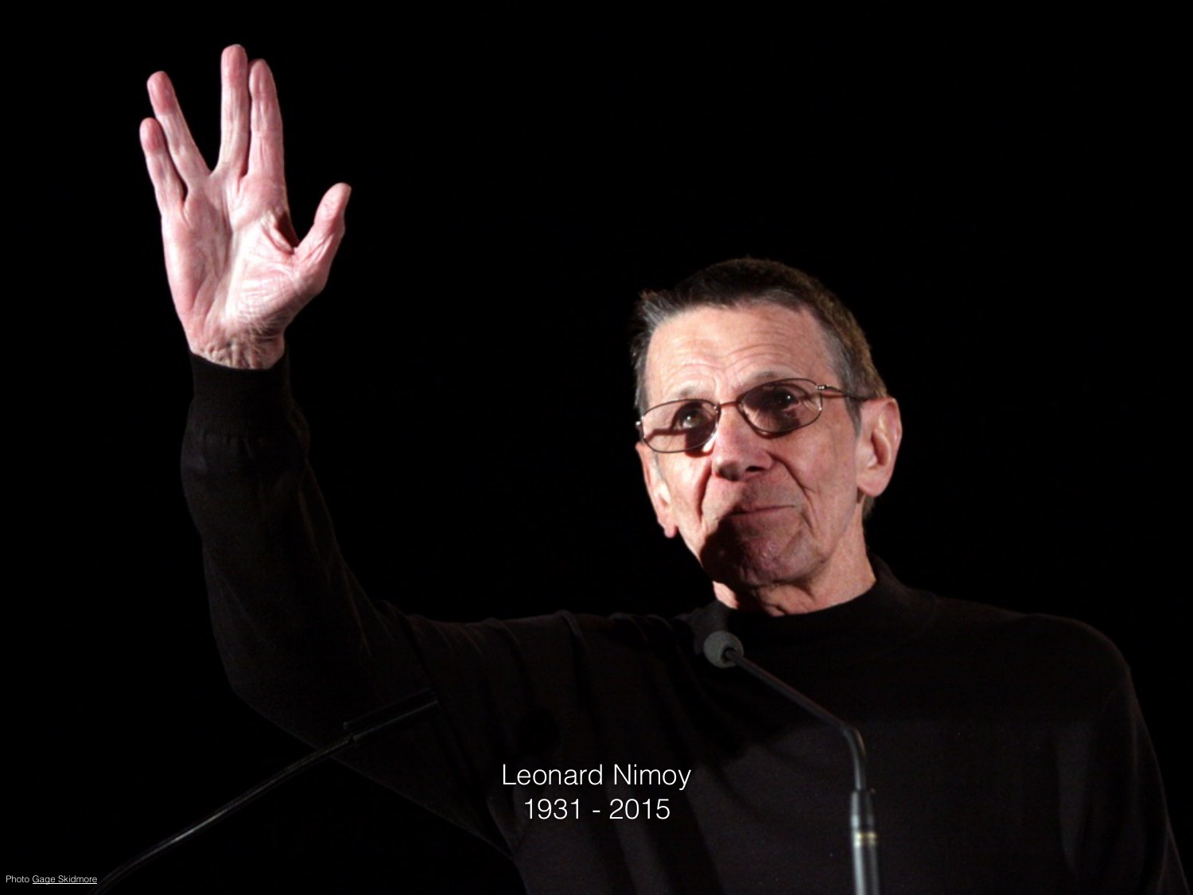Leonard Nimoy
1931 - 2015

Photo Gage Skidmore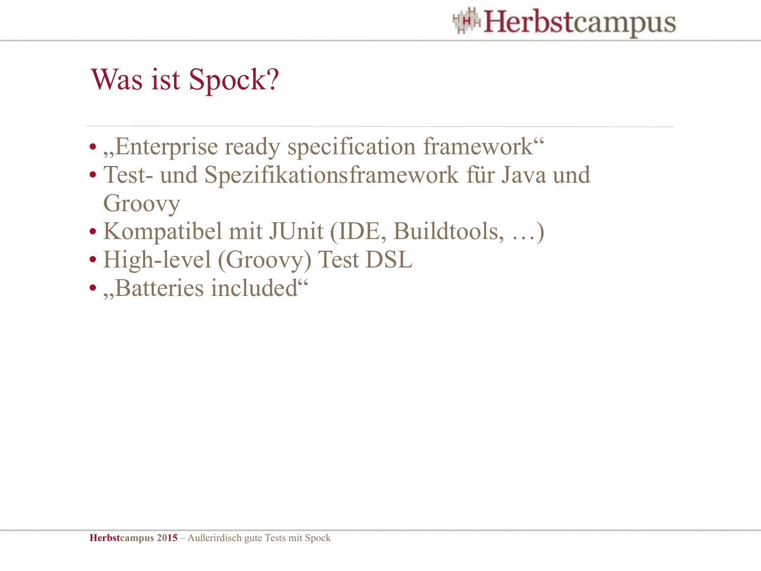# Was ist Spock?

- „Enterprise ready specification framework"
- Test- und Spezifikationsframework für Java und Groovy
- Kompatibel mit JUnit (IDE, Buildtools, …)
- High-level (Groovy) Test DSL
- „Batteries included"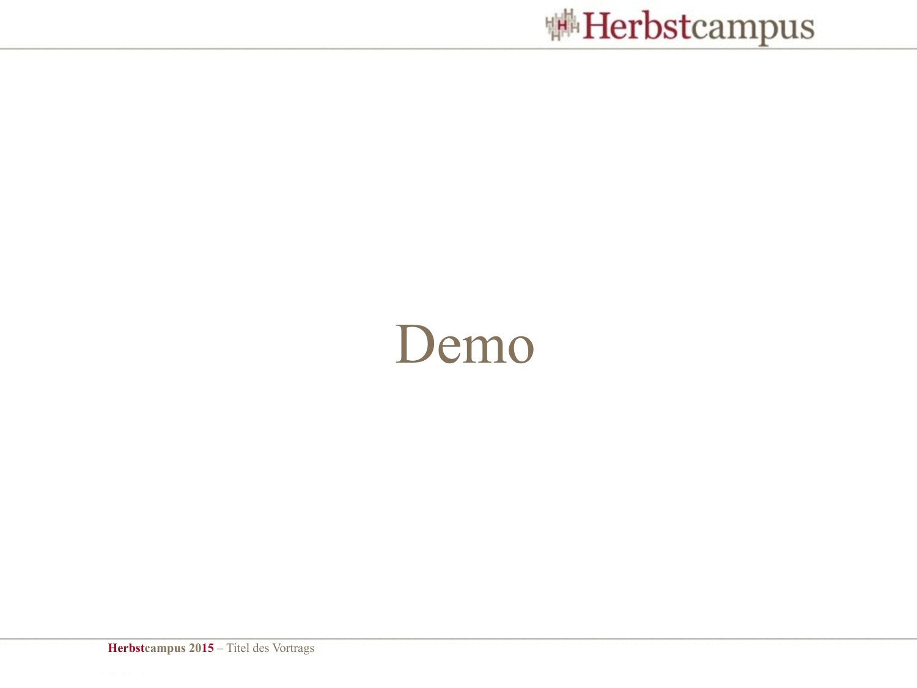# Demo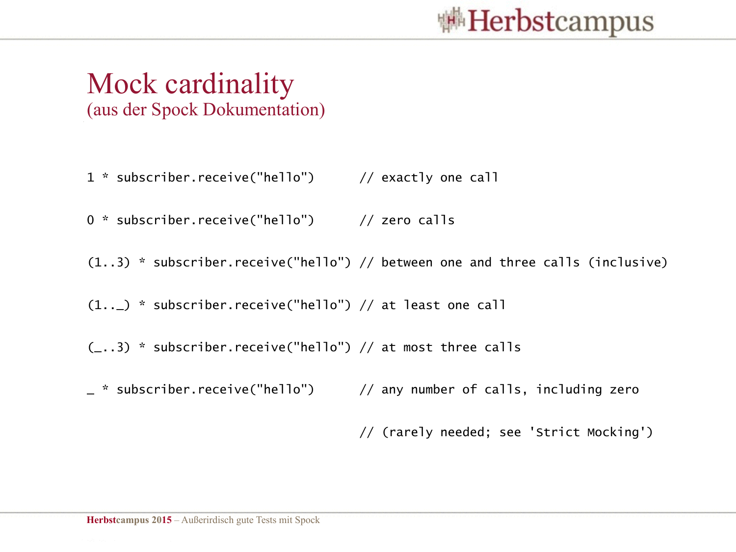# Mock cardinality

(aus der Spock Dokumentation)

```
1 * subscriber.receive("hello")      // exactly one call

0 * subscriber.receive("hello")      // zero calls

(1..3) * subscriber.receive("hello") // between one and three calls (inclusive)

(1.._) * subscriber.receive("hello") // at least one call

(_..3) * subscriber.receive("hello") // at most three calls

_ * subscriber.receive("hello")      // any number of calls, including zero

                                     // (rarely needed; see 'Strict Mocking')
```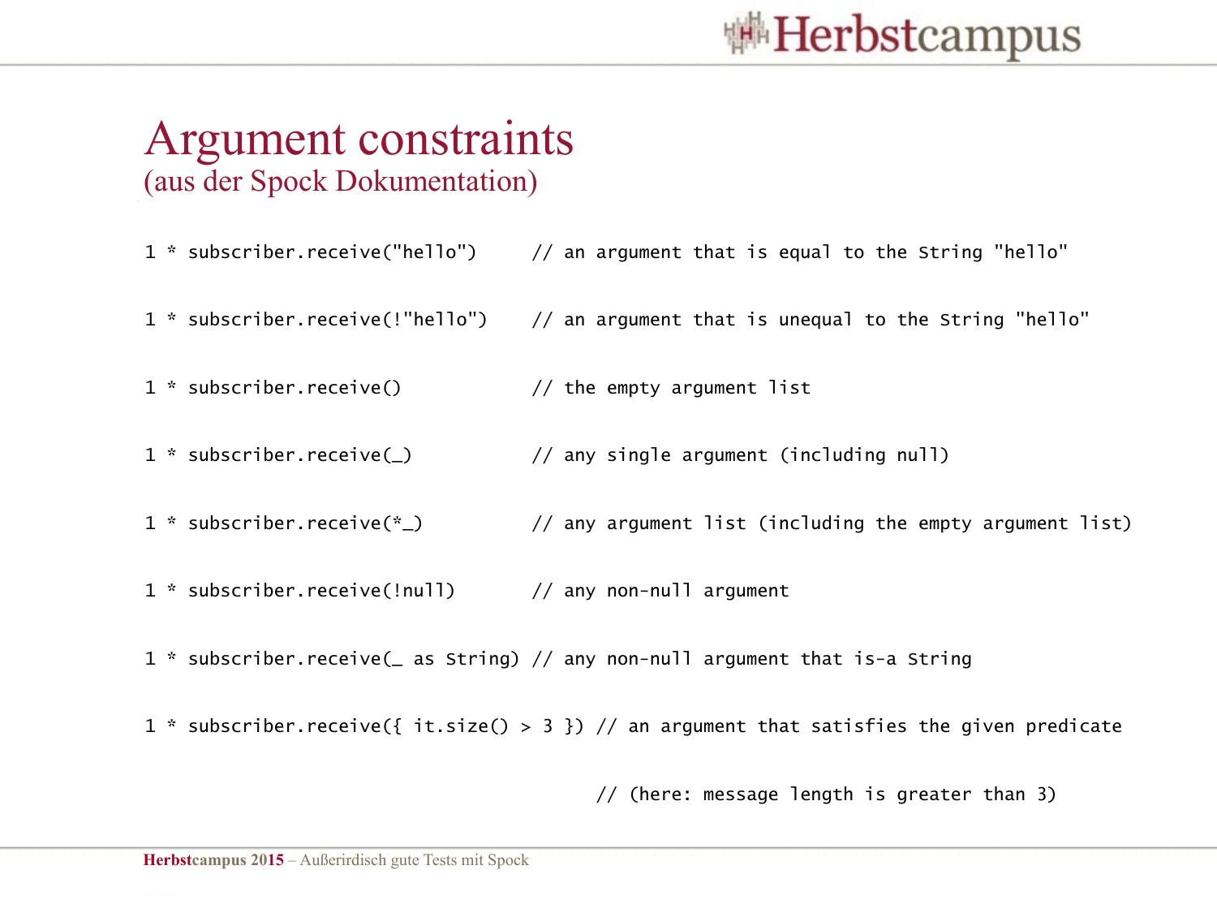# Argument constraints

## (aus der Spock Dokumentation)

```
1 * subscriber.receive("hello")     // an argument that is equal to the String "hello"

1 * subscriber.receive(!"hello")    // an argument that is unequal to the String "hello"

1 * subscriber.receive()            // the empty argument list

1 * subscriber.receive(_)           // any single argument (including null)

1 * subscriber.receive(*_)          // any argument list (including the empty argument list)

1 * subscriber.receive(!null)       // any non-null argument

1 * subscriber.receive(_ as String) // any non-null argument that is-a String

1 * subscriber.receive({ it.size() > 3 }) // an argument that satisfies the given predicate

                                          // (here: message length is greater than 3)
```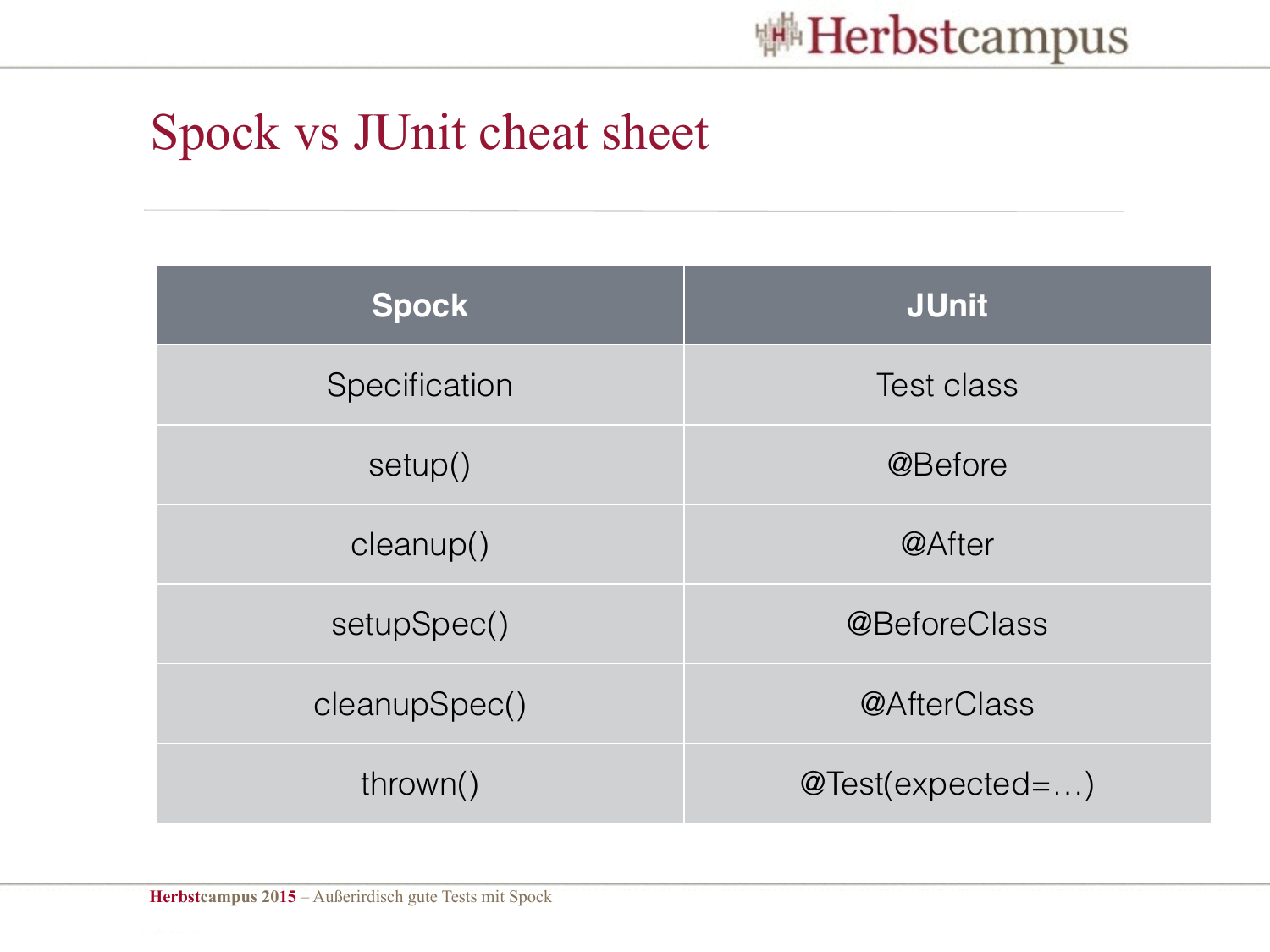# Spock vs JUnit cheat sheet

| Spock | JUnit |
| --- | --- |
| Specification | Test class |
| setup() | @Before |
| cleanup() | @After |
| setupSpec() | @BeforeClass |
| cleanupSpec() | @AfterClass |
| thrown() | @Test(expected=…) |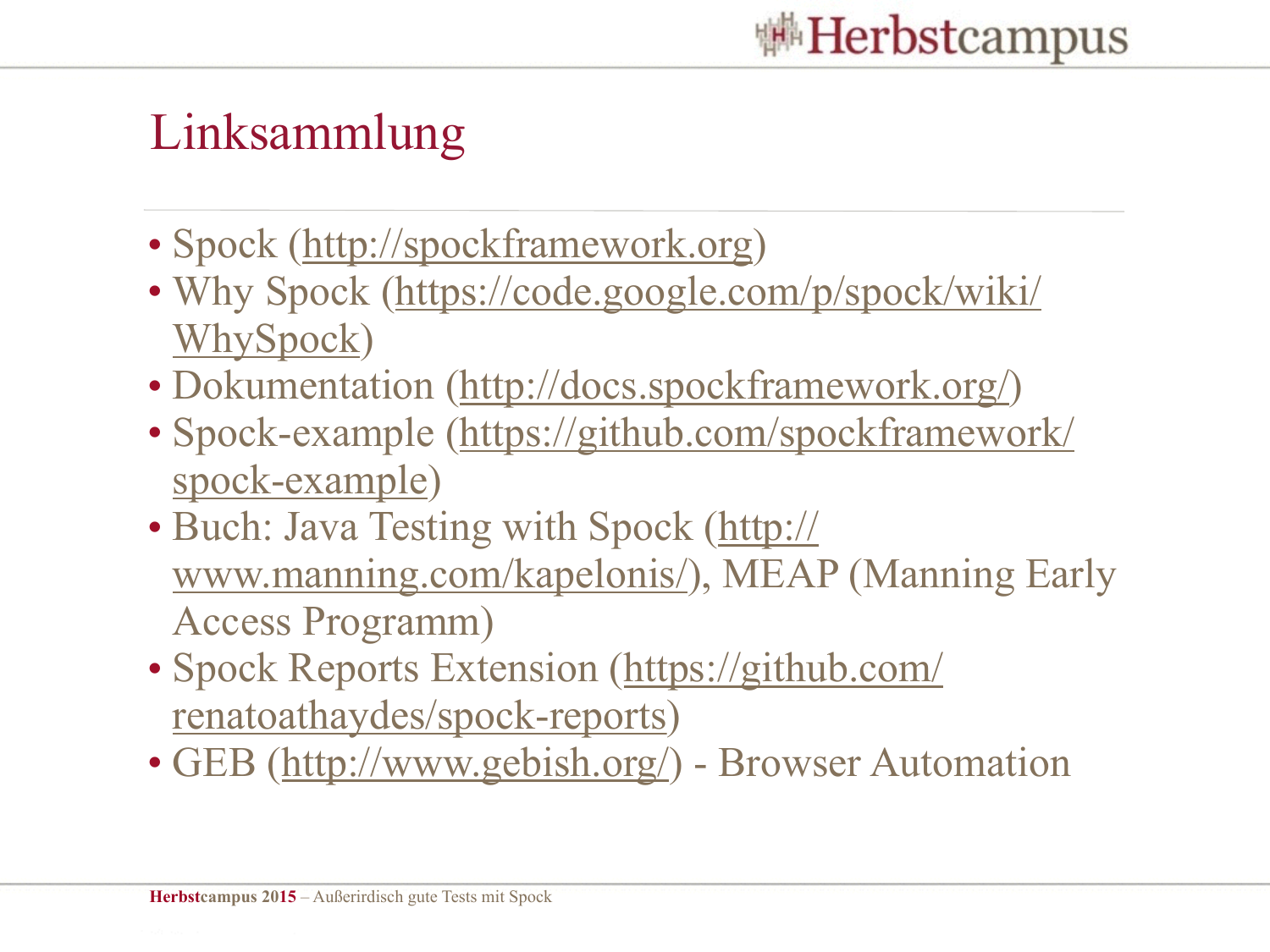# Linksammlung

- Spock (http://spockframework.org)
- Why Spock (https://code.google.com/p/spock/wiki/WhySpock)
- Dokumentation (http://docs.spockframework.org/)
- Spock-example (https://github.com/spockframework/spock-example)
- Buch: Java Testing with Spock (http://www.manning.com/kapelonis/), MEAP (Manning Early Access Programm)
- Spock Reports Extension (https://github.com/renatoathaydes/spock-reports)
- GEB (http://www.gebish.org/) - Browser Automation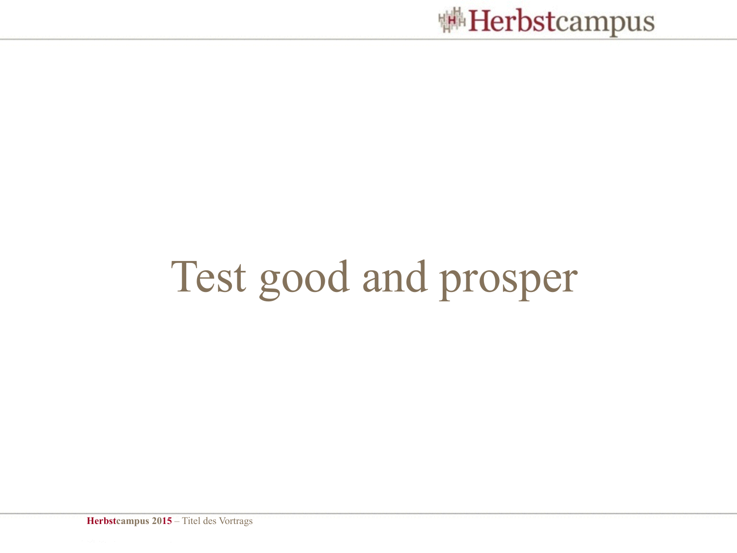# Test good and prosper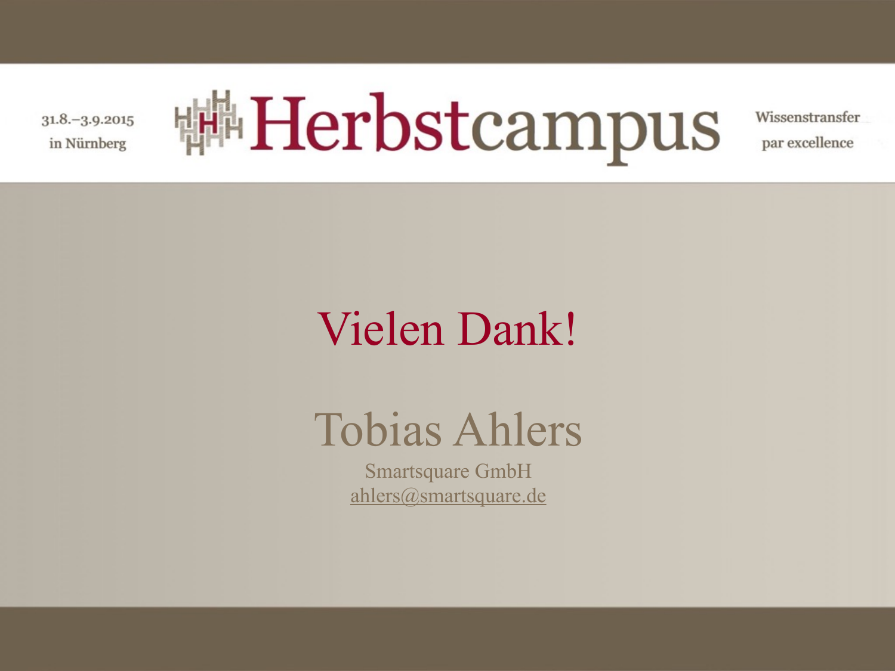# Vielen Dank!

## Tobias Ahlers

Smartsquare GmbH
ahlers@smartsquare.de